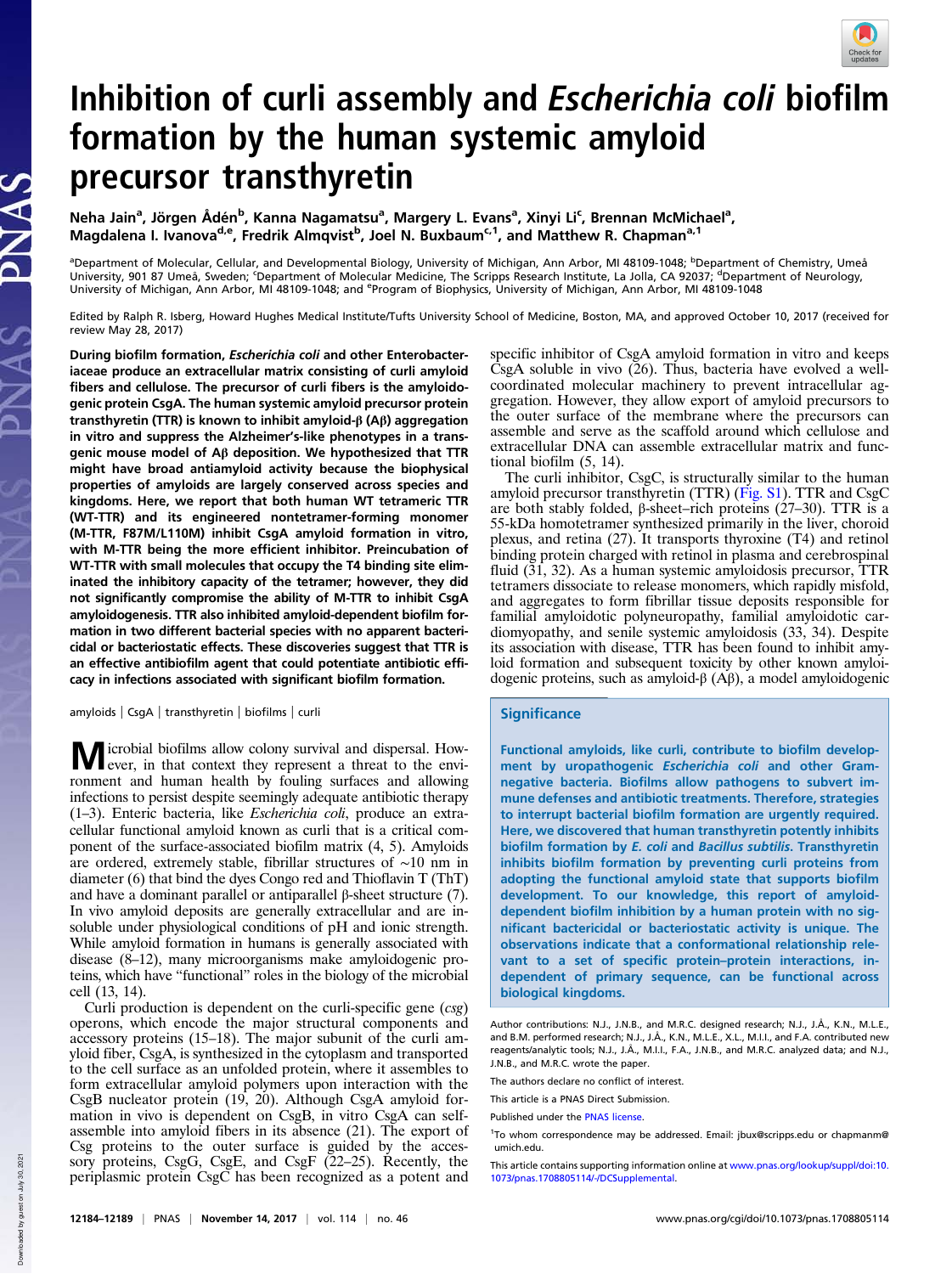# Inhibition of curli assembly and *Escherichia coli* biofilm formation by the human systemic amyloid precursor transthyretin

Neha Jain[a], Jörgen Ådén[b], Kanna Nagamatsu[a], Margery L. Evans[a], Xinyi Li[c], Brennan McMichael[a], Magdalena I. Ivanova[d,e], Fredrik Almqvist[b], Joel N. Buxbaum[c,1], and Matthew R. Chapman[a,1]

[a]Department of Molecular, Cellular, and Developmental Biology, University of Michigan, Ann Arbor, MI 48109-1048; [b]Department of Chemistry, Umeå University, 901 87 Umeå, Sweden; [c]Department of Molecular Medicine, The Scripps Research Institute, La Jolla, CA 92037; [d]Department of Neurology, University of Michigan, Ann Arbor, MI 48109-1048; and [e]Program of Biophysics, University of Michigan, Ann Arbor, MI 48109-1048

Edited by Ralph R. Isberg, Howard Hughes Medical Institute/Tufts University School of Medicine, Boston, MA, and approved October 10, 2017 (received for review May 28, 2017)

**During biofilm formation, *Escherichia coli* and other Enterobacteriaceae produce an extracellular matrix consisting of curli amyloid fibers and cellulose. The precursor of curli fibers is the amyloidogenic protein CsgA. The human systemic amyloid precursor protein transthyretin (TTR) is known to inhibit amyloid-β (Aβ) aggregation in vitro and suppress the Alzheimer's-like phenotypes in a transgenic mouse model of Aβ deposition. We hypothesized that TTR might have broad antiamyloid activity because the biophysical properties of amyloids are largely conserved across species and kingdoms. Here, we report that both human WT tetrameric TTR (WT-TTR) and its engineered nontetramer-forming monomer (M-TTR, F87M/L110M) inhibit CsgA amyloid formation in vitro, with M-TTR being the more efficient inhibitor. Preincubation of WT-TTR with small molecules that occupy the T4 binding site eliminated the inhibitory capacity of the tetramer; however, they did not significantly compromise the ability of M-TTR to inhibit CsgA amyloidogenesis. TTR also inhibited amyloid-dependent biofilm formation in two different bacterial species with no apparent bactericidal or bacteriostatic effects. These discoveries suggest that TTR is an effective antibiofilm agent that could potentiate antibiotic efficacy in infections associated with significant biofilm formation.**

amyloids | CsgA | transthyretin | biofilms | curli

Microbial biofilms allow colony survival and dispersal. However, in that context they represent a threat to the environment and human health by fouling surfaces and allowing infections to persist despite seemingly adequate antibiotic therapy (1–3). Enteric bacteria, like *Escherichia coli*, produce an extracellular functional amyloid known as curli that is a critical component of the surface-associated biofilm matrix (4, 5). Amyloids are ordered, extremely stable, fibrillar structures of ∼10 nm in diameter (6) that bind the dyes Congo red and Thioflavin T (ThT) and have a dominant parallel or antiparallel β-sheet structure (7). In vivo amyloid deposits are generally extracellular and are insoluble under physiological conditions of pH and ionic strength. While amyloid formation in humans is generally associated with disease (8–12), many microorganisms make amyloidogenic proteins, which have "functional" roles in the biology of the microbial cell (13, 14).

Curli production is dependent on the curli-specific gene (*csg*) operons, which encode the major structural components and accessory proteins (15–18). The major subunit of the curli amyloid fiber, CsgA, is synthesized in the cytoplasm and transported to the cell surface as an unfolded protein, where it assembles to form extracellular amyloid polymers upon interaction with the CsgB nucleator protein (19, 20). Although CsgA amyloid formation in vivo is dependent on CsgB, in vitro CsgA can self-assemble into amyloid fibers in its absence (21). The export of Csg proteins to the outer surface is guided by the accessory proteins, CsgG, CsgE, and CsgF (22–25). Recently, the periplasmic protein CsgC has been recognized as a potent and specific inhibitor of CsgA amyloid formation in vitro and keeps CsgA soluble in vivo (26). Thus, bacteria have evolved a well-coordinated molecular machinery to prevent intracellular aggregation. However, they allow export of amyloid precursors to the outer surface of the membrane where the precursors can assemble and serve as the scaffold around which cellulose and extracellular DNA can assemble extracellular matrix and functional biofilm (5, 14).

The curli inhibitor, CsgC, is structurally similar to the human amyloid precursor transthyretin (TTR) (Fig. S1). TTR and CsgC are both stably folded, β-sheet–rich proteins (27–30). TTR is a 55-kDa homotetramer synthesized primarily in the liver, choroid plexus, and retina (27). It transports thyroxine (T4) and retinol binding protein charged with retinol in plasma and cerebrospinal fluid (31, 32). As a human systemic amyloidosis precursor, TTR tetramers dissociate to release monomers, which rapidly misfold, and aggregates to form fibrillar tissue deposits responsible for familial amyloidotic polyneuropathy, familial amyloidotic cardiomyopathy, and senile systemic amyloidosis (33, 34). Despite its association with disease, TTR has been found to inhibit amyloid formation and subsequent toxicity by other known amyloidogenic proteins, such as amyloid-β (Aβ), a model amyloidogenic

## Significance

Functional amyloids, like curli, contribute to biofilm development by uropathogenic *Escherichia coli* and other Gram-negative bacteria. Biofilms allow pathogens to subvert immune defenses and antibiotic treatments. Therefore, strategies to interrupt bacterial biofilm formation are urgently required. Here, we discovered that human transthyretin potently inhibits biofilm formation by *E. coli* and *Bacillus subtilis*. Transthyretin inhibits biofilm formation by preventing curli proteins from adopting the functional amyloid state that supports biofilm development. To our knowledge, this report of amyloid-dependent biofilm inhibition by a human protein with no significant bactericidal or bacteriostatic activity is unique. The observations indicate that a conformational relationship relevant to a set of specific protein–protein interactions, independent of primary sequence, can be functional across biological kingdoms.

Author contributions: N.J., J.N.B., and M.R.C. designed research; N.J., J.Å., K.N., M.L.E., and B.M. performed research; N.J., J.Å., K.N., M.L.E., X.L., M.I.I., and F.A. contributed new reagents/analytic tools; N.J., J.Å., M.I.I., F.A., J.N.B., and M.R.C. analyzed data; and N.J., J.N.B., and M.R.C. wrote the paper.

The authors declare no conflict of interest.

This article is a PNAS Direct Submission.

Published under the PNAS license.

[1]To whom correspondence may be addressed. Email: jbux@scripps.edu or chapmanm@umich.edu.

This article contains supporting information online at www.pnas.org/lookup/suppl/doi:10.1073/pnas.1708805114/-/DCSupplemental.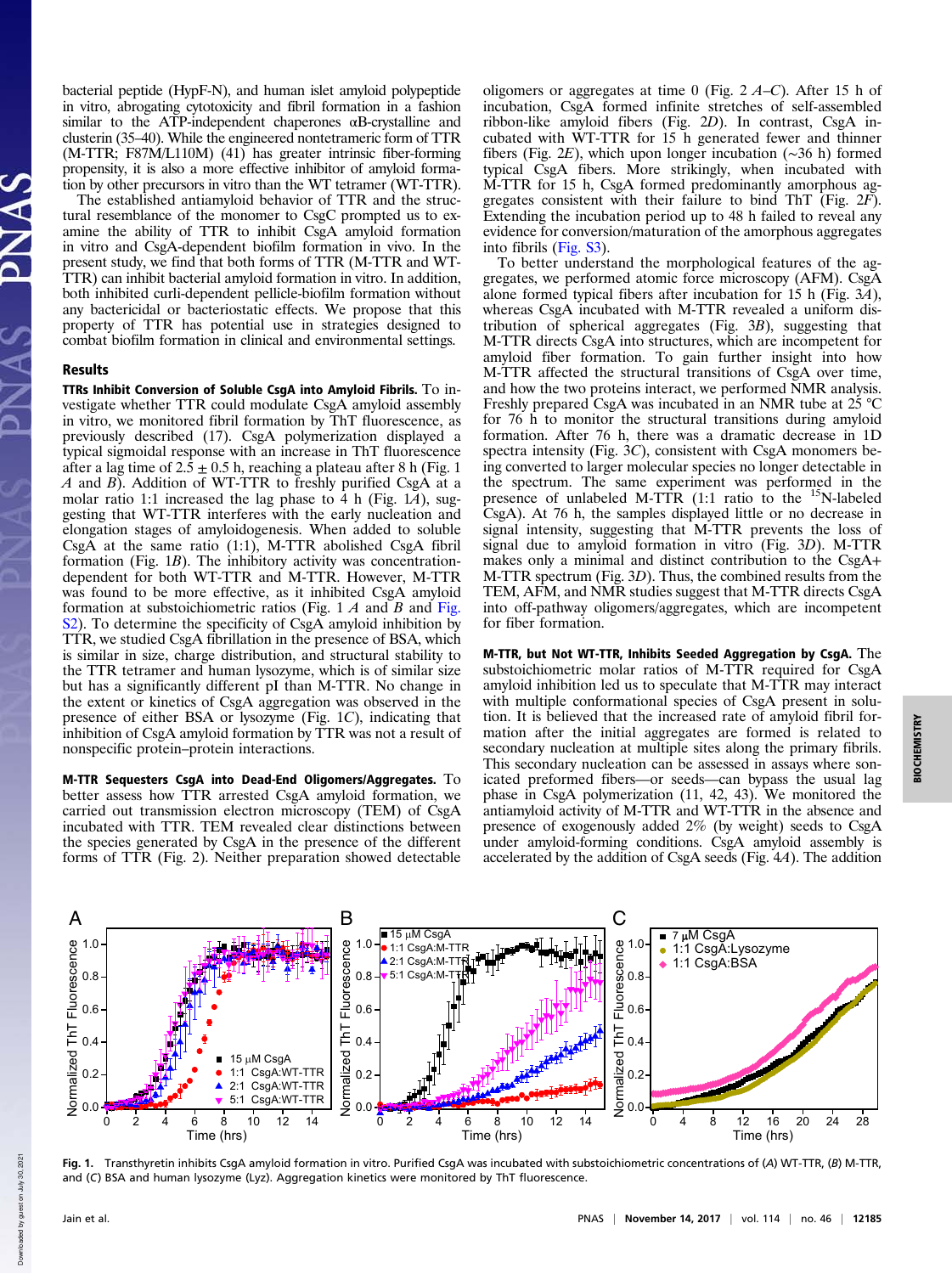bacterial peptide (HypF-N), and human islet amyloid polypeptide in vitro, abrogating cytotoxicity and fibril formation in a fashion similar to the ATP-independent chaperones αB-crystalline and clusterin (35–40). While the engineered nontetrameric form of TTR (M-TTR; F87M/L110M) (41) has greater intrinsic fiber-forming propensity, it is also a more effective inhibitor of amyloid formation by other precursors in vitro than the WT tetramer (WT-TTR).

The established antiamyloid behavior of TTR and the structural resemblance of the monomer to CsgC prompted us to examine the ability of TTR to inhibit CsgA amyloid formation in vitro and CsgA-dependent biofilm formation in vivo. In the present study, we find that both forms of TTR (M-TTR and WT-TTR) can inhibit bacterial amyloid formation in vitro. In addition, both inhibited curli-dependent pellicle-biofilm formation without any bactericidal or bacteriostatic effects. We propose that this property of TTR has potential use in strategies designed to combat biofilm formation in clinical and environmental settings.

## Results

**TTRs Inhibit Conversion of Soluble CsgA into Amyloid Fibrils.** To investigate whether TTR could modulate CsgA amyloid assembly in vitro, we monitored fibril formation by ThT fluorescence, as previously described (17). CsgA polymerization displayed a typical sigmoidal response with an increase in ThT fluorescence after a lag time of 2.5 ± 0.5 h, reaching a plateau after 8 h (Fig. 1 *A* and *B*). Addition of WT-TTR to freshly purified CsgA at a molar ratio 1:1 increased the lag phase to 4 h (Fig. 1*A*), suggesting that WT-TTR interferes with the early nucleation and elongation stages of amyloidogenesis. When added to soluble CsgA at the same ratio (1:1), M-TTR abolished CsgA fibril formation (Fig. 1*B*). The inhibitory activity was concentration-dependent for both WT-TTR and M-TTR. However, M-TTR was found to be more effective, as it inhibited CsgA amyloid formation at substoichiometric ratios (Fig. 1 *A* and *B* and Fig. S2). To determine the specificity of CsgA amyloid inhibition by TTR, we studied CsgA fibrillation in the presence of BSA, which is similar in size, charge distribution, and structural stability to the TTR tetramer and human lysozyme, which is of similar size but has a significantly different pI than M-TTR. No change in the extent or kinetics of CsgA aggregation was observed in the presence of either BSA or lysozyme (Fig. 1*C*), indicating that inhibition of CsgA amyloid formation by TTR was not a result of nonspecific protein–protein interactions.

**M-TTR Sequesters CsgA into Dead-End Oligomers/Aggregates.** To better assess how TTR arrested CsgA amyloid formation, we carried out transmission electron microscopy (TEM) of CsgA incubated with TTR. TEM revealed clear distinctions between the species generated by CsgA in the presence of the different forms of TTR (Fig. 2). Neither preparation showed detectable oligomers or aggregates at time 0 (Fig. 2 *A*–*C*). After 15 h of incubation, CsgA formed infinite stretches of self-assembled ribbon-like amyloid fibers (Fig. 2*D*). In contrast, CsgA incubated with WT-TTR for 15 h generated fewer and thinner fibers (Fig. 2*E*), which upon longer incubation (~36 h) formed typical CsgA fibers. More strikingly, when incubated with M-TTR for 15 h, CsgA formed predominantly amorphous aggregates consistent with their failure to bind ThT (Fig. 2*F*). Extending the incubation period up to 48 h failed to reveal any evidence for conversion/maturation of the amorphous aggregates into fibrils (Fig. S3).

To better understand the morphological features of the aggregates, we performed atomic force microscopy (AFM). CsgA alone formed typical fibers after incubation for 15 h (Fig. 3*A*), whereas CsgA incubated with M-TTR revealed a uniform distribution of spherical aggregates (Fig. 3*B*), suggesting that M-TTR directs CsgA into structures, which are incompetent for amyloid fiber formation. To gain further insight into how M-TTR affected the structural transitions of CsgA over time, and how the two proteins interact, we performed NMR analysis. Freshly prepared CsgA was incubated in an NMR tube at 25 °C for 76 h to monitor the structural transitions during amyloid formation. After 76 h, there was a dramatic decrease in 1D spectra intensity (Fig. 3*C*), consistent with CsgA monomers being converted to larger molecular species no longer detectable in the spectrum. The same experiment was performed in the presence of unlabeled M-TTR (1:1 ratio to the $^{15}$N-labeled CsgA). At 76 h, the samples displayed little or no decrease in signal intensity, suggesting that M-TTR prevents the loss of signal due to amyloid formation in vitro (Fig. 3*D*). M-TTR makes only a minimal and distinct contribution to the CsgA+ M-TTR spectrum (Fig. 3*D*). Thus, the combined results from the TEM, AFM, and NMR studies suggest that M-TTR directs CsgA into off-pathway oligomers/aggregates, which are incompetent for fiber formation.

**M-TTR, but Not WT-TTR, Inhibits Seeded Aggregation by CsgA.** The substoichiometric molar ratios of M-TTR required for CsgA amyloid inhibition led us to speculate that M-TTR may interact with multiple conformational species of CsgA present in solution. It is believed that the increased rate of amyloid fibril formation after the initial aggregates are formed is related to secondary nucleation at multiple sites along the primary fibrils. This secondary nucleation can be assessed in assays where sonicated preformed fibers—or seeds—can bypass the usual lag phase in CsgA polymerization (11, 42, 43). We monitored the antiamyloid activity of M-TTR and WT-TTR in the absence and presence of exogenously added 2% (by weight) seeds to CsgA under amyloid-forming conditions. CsgA amyloid assembly is accelerated by the addition of CsgA seeds (Fig. 4*A*). The addition

**Fig. 1.** Transthyretin inhibits CsgA amyloid formation in vitro. Purified CsgA was incubated with substoichiometric concentrations of (*A*) WT-TTR, (*B*) M-TTR, and (*C*) BSA and human lysozyme (Lyz). Aggregation kinetics were monitored by ThT fluorescence.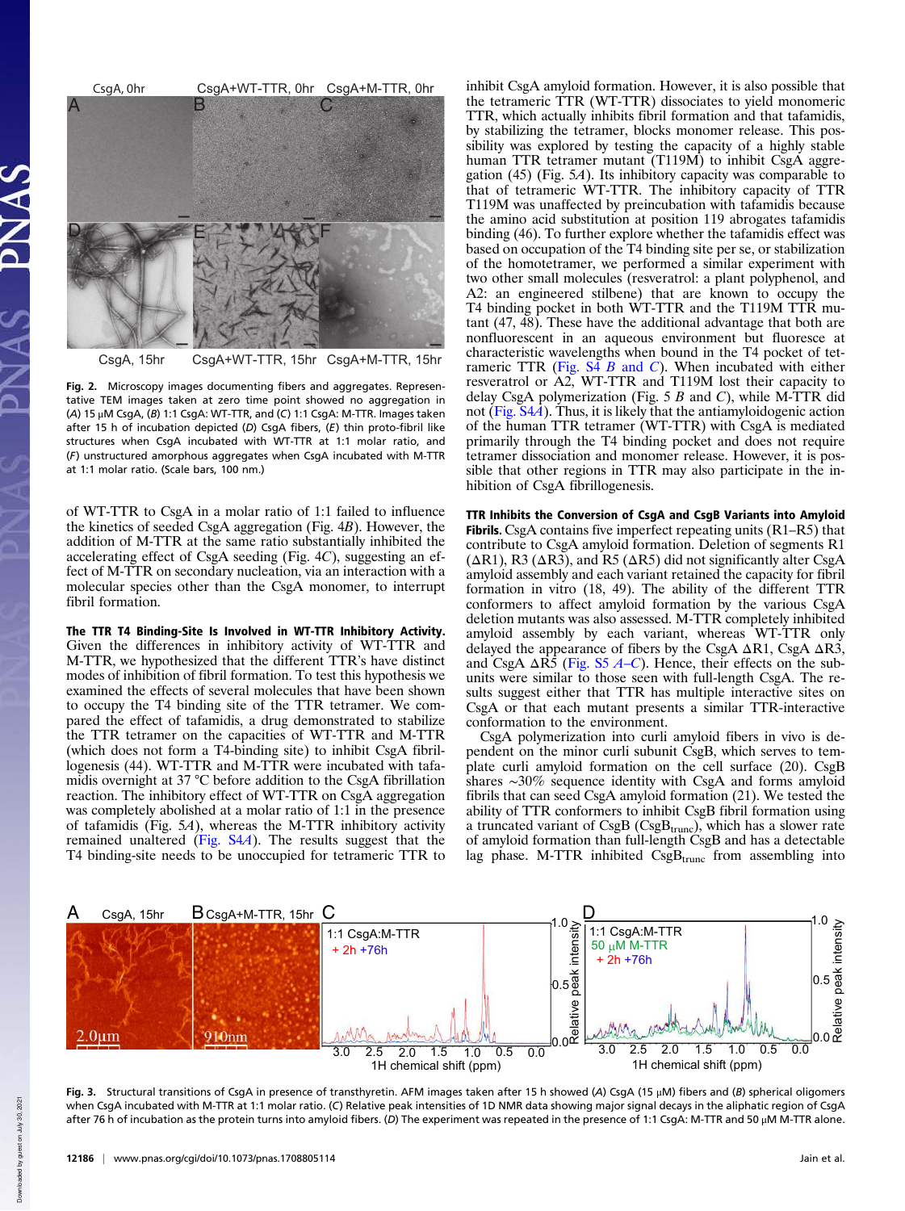Fig. 2. Microscopy images documenting fibers and aggregates. Representative TEM images taken at zero time point showed no aggregation in (A) 15 μM CsgA, (B) 1:1 CsgA: WT-TTR, and (C) 1:1 CsgA: M-TTR. Images taken after 15 h of incubation depicted (D) CsgA fibers, (E) thin proto-fibril like structures when CsgA incubated with WT-TTR at 1:1 molar ratio, and (F) unstructured amorphous aggregates when CsgA incubated with M-TTR at 1:1 molar ratio. (Scale bars, 100 nm.)

of WT-TTR to CsgA in a molar ratio of 1:1 failed to influence the kinetics of seeded CsgA aggregation (Fig. 4B). However, the addition of M-TTR at the same ratio substantially inhibited the accelerating effect of CsgA seeding (Fig. 4C), suggesting an effect of M-TTR on secondary nucleation, via an interaction with a molecular species other than the CsgA monomer, to interrupt fibril formation.

**The TTR T4 Binding-Site Is Involved in WT-TTR Inhibitory Activity.** Given the differences in inhibitory activity of WT-TTR and M-TTR, we hypothesized that the different TTR's have distinct modes of inhibition of fibril formation. To test this hypothesis we examined the effects of several molecules that have been shown to occupy the T4 binding site of the TTR tetramer. We compared the effect of tafamidis, a drug demonstrated to stabilize the TTR tetramer on the capacities of WT-TTR and M-TTR (which does not form a T4-binding site) to inhibit CsgA fibrillogenesis (44). WT-TTR and M-TTR were incubated with tafamidis overnight at 37 °C before addition to the CsgA fibrillation reaction. The inhibitory effect of WT-TTR on CsgA aggregation was completely abolished at a molar ratio of 1:1 in the presence of tafamidis (Fig. 5A), whereas the M-TTR inhibitory activity remained unaltered (Fig. S4A). The results suggest that the T4 binding-site needs to be unoccupied for tetrameric TTR to inhibit CsgA amyloid formation. However, it is also possible that the tetrameric TTR (WT-TTR) dissociates to yield monomeric TTR, which actually inhibits fibril formation and that tafamidis, by stabilizing the tetramer, blocks monomer release. This possibility was explored by testing the capacity of a highly stable human TTR tetramer mutant (T119M) to inhibit CsgA aggregation (45) (Fig. 5A). Its inhibitory capacity was comparable to that of tetrameric WT-TTR. The inhibitory capacity of TTR T119M was unaffected by preincubation with tafamidis because the amino acid substitution at position 119 abrogates tafamidis binding (46). To further explore whether the tafamidis effect was based on occupation of the T4 binding site per se, or stabilization of the homotetramer, we performed a similar experiment with two other small molecules (resveratrol: a plant polyphenol, and A2: an engineered stilbene) that are known to occupy the T4 binding pocket in both WT-TTR and the T119M TTR mutant (47, 48). These have the additional advantage that both are nonfluorescent in an aqueous environment but fluoresce at characteristic wavelengths when bound in the T4 pocket of tetrameric TTR (Fig. S4 B and C). When incubated with either resveratrol or A2, WT-TTR and T119M lost their capacity to delay CsgA polymerization (Fig. 5 B and C), while M-TTR did not (Fig. S4A). Thus, it is likely that the antiamyloidogenic action of the human TTR tetramer (WT-TTR) with CsgA is mediated primarily through the T4 binding pocket and does not require tetramer dissociation and monomer release. However, it is possible that other regions in TTR may also participate in the inhibition of CsgA fibrillogenesis.

**TTR Inhibits the Conversion of CsgA and CsgB Variants into Amyloid Fibrils.** CsgA contains five imperfect repeating units (R1–R5) that contribute to CsgA amyloid formation. Deletion of segments R1 (ΔR1), R3 (ΔR3), and R5 (ΔR5) did not significantly alter CsgA amyloid assembly and each variant retained the capacity for fibril formation in vitro (18, 49). The ability of the different TTR conformers to affect amyloid formation by the various CsgA deletion mutants was also assessed. M-TTR completely inhibited amyloid assembly by each variant, whereas WT-TTR only delayed the appearance of fibers by the CsgA ΔR1, CsgA ΔR3, and CsgA ΔR5 (Fig. S5 A–C). Hence, their effects on the subunits were similar to those seen with full-length CsgA. The results suggest either that TTR has multiple interactive sites on CsgA or that each mutant presents a similar TTR-interactive conformation to the environment.

CsgA polymerization into curli amyloid fibers in vivo is dependent on the minor curli subunit CsgB, which serves to template curli amyloid formation on the cell surface (20). CsgB shares ~30% sequence identity with CsgA and forms amyloid fibrils that can seed CsgA amyloid formation (21). We tested the ability of TTR conformers to inhibit CsgB fibril formation using a truncated variant of CsgB ($CsgB_{trunc}$), which has a slower rate of amyloid formation than full-length CsgB and has a detectable lag phase. M-TTR inhibited $CsgB_{trunc}$ from assembling into

Fig. 3. Structural transitions of CsgA in presence of transthyretin. AFM images taken after 15 h showed (A) CsgA (15 μM) fibers and (B) spherical oligomers when CsgA incubated with M-TTR at 1:1 molar ratio. (C) Relative peak intensities of 1D NMR data showing major signal decays in the aliphatic region of CsgA after 76 h of incubation as the protein turns into amyloid fibers. (D) The experiment was repeated in the presence of 1:1 CsgA: M-TTR and 50 μM M-TTR alone.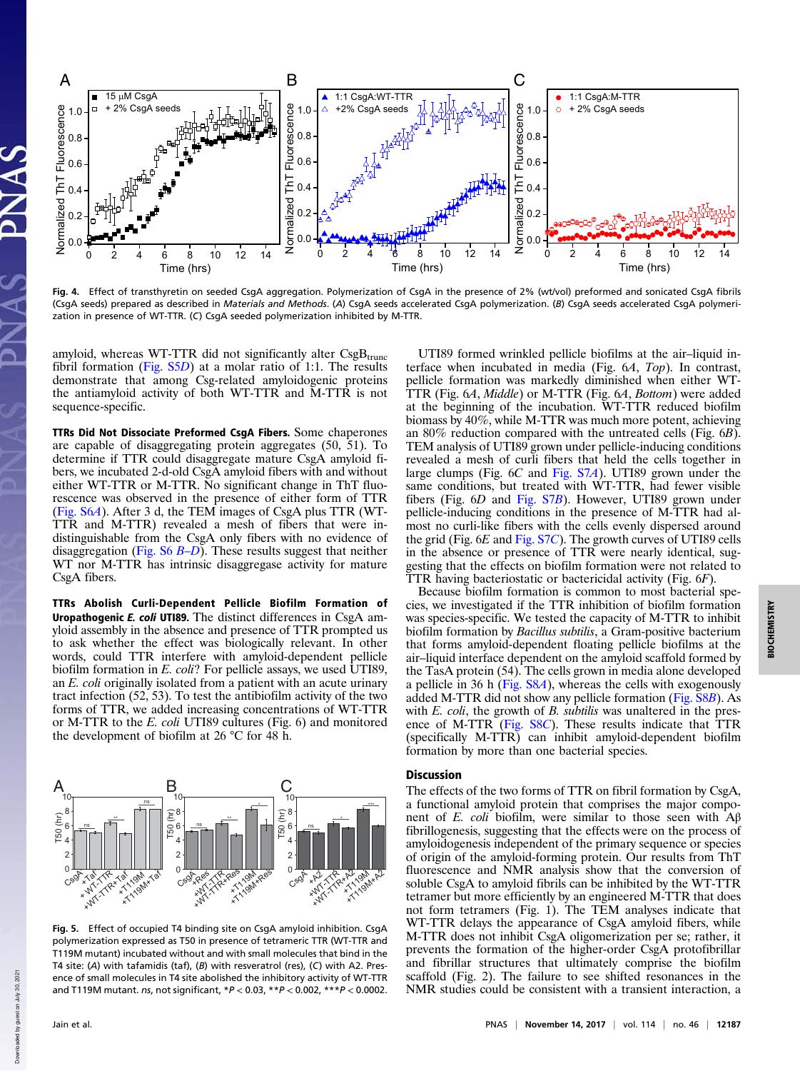Fig. 4. Effect of transthyretin on seeded CsgA aggregation. Polymerization of CsgA in the presence of 2% (wt/vol) preformed and sonicated CsgA fibrils (CsgA seeds) prepared as described in *Materials and Methods*. (*A*) CsgA seeds accelerated CsgA polymerization. (*B*) CsgA seeds accelerated CsgA polymerization in presence of WT-TTR. (*C*) CsgA seeded polymerization inhibited by M-TTR.

amyloid, whereas WT-TTR did not significantly alter $CsgB_{trunc}$ fibril formation (Fig. S5*D*) at a molar ratio of 1:1. The results demonstrate that among Csg-related amyloidogenic proteins the antiamyloid activity of both WT-TTR and M-TTR is not sequence-specific.

**TTRs Did Not Dissociate Preformed CsgA Fibers.** Some chaperones are capable of disaggregating protein aggregates (50, 51). To determine if TTR could disaggregate mature CsgA amyloid fibers, we incubated 2-d-old CsgA amyloid fibers with and without either WT-TTR or M-TTR. No significant change in ThT fluorescence was observed in the presence of either form of TTR (Fig. S6*A*). After 3 d, the TEM images of CsgA plus TTR (WT-TTR and M-TTR) revealed a mesh of fibers that were indistinguishable from the CsgA only fibers with no evidence of disaggregation (Fig. S6 *B*–*D*). These results suggest that neither WT nor M-TTR has intrinsic disaggregase activity for mature CsgA fibers.

**TTRs Abolish Curli-Dependent Pellicle Biofilm Formation of Uropathogenic *E. coli* UTI89.** The distinct differences in CsgA amyloid assembly in the absence and presence of TTR prompted us to ask whether the effect was biologically relevant. In other words, could TTR interfere with amyloid-dependent pellicle biofilm formation in *E. coli*? For pellicle assays, we used UTI89, an *E. coli* originally isolated from a patient with an acute urinary tract infection (52, 53). To test the antibiofilm activity of the two forms of TTR, we added increasing concentrations of WT-TTR or M-TTR to the *E. coli* UTI89 cultures (Fig. 6) and monitored the development of biofilm at 26 °C for 48 h.

Fig. 5. Effect of occupied T4 binding site on CsgA amyloid inhibition. CsgA polymerization expressed as T50 in presence of tetrameric TTR (WT-TTR and T119M mutant) incubated without and with small molecules that bind in the T4 site: (*A*) with tafamidis (taf), (*B*) with resveratrol (res), (*C*) with A2. Presence of small molecules in T4 site abolished the inhibitory activity of WT-TTR and T119M mutant. *ns*, not significant, \**P* < 0.03, \*\**P* < 0.002, \*\*\**P* < 0.0002.

UTI89 formed wrinkled pellicle biofilms at the air–liquid interface when incubated in media (Fig. 6*A*, *Top*). In contrast, pellicle formation was markedly diminished when either WT-TTR (Fig. 6*A*, *Middle*) or M-TTR (Fig. 6*A*, *Bottom*) were added at the beginning of the incubation. WT-TTR reduced biofilm biomass by 40%, while M-TTR was much more potent, achieving an 80% reduction compared with the untreated cells (Fig. 6*B*). TEM analysis of UTI89 grown under pellicle-inducing conditions revealed a mesh of curli fibers that held the cells together in large clumps (Fig. 6*C* and Fig. S7*A*). UTI89 grown under the same conditions, but treated with WT-TTR, had fewer visible fibers (Fig. 6*D* and Fig. S7*B*). However, UTI89 grown under pellicle-inducing conditions in the presence of M-TTR had almost no curli-like fibers with the cells evenly dispersed around the grid (Fig. 6*E* and Fig. S7*C*). The growth curves of UTI89 cells in the absence or presence of TTR were nearly identical, suggesting that the effects on biofilm formation were not related to TTR having bacteriostatic or bactericidal activity (Fig. 6*F*).

Because biofilm formation is common to most bacterial species, we investigated if the TTR inhibition of biofilm formation was species-specific. We tested the capacity of M-TTR to inhibit biofilm formation by *Bacillus subtilis*, a Gram-positive bacterium that forms amyloid-dependent floating pellicle biofilms at the air–liquid interface dependent on the amyloid scaffold formed by the TasA protein (54). The cells grown in media alone developed a pellicle in 36 h (Fig. S8*A*), whereas the cells with exogenously added M-TTR did not show any pellicle formation (Fig. S8*B*). As with *E. coli*, the growth of *B. subtilis* was unaltered in the presence of M-TTR (Fig. S8*C*). These results indicate that TTR (specifically M-TTR) can inhibit amyloid-dependent biofilm formation by more than one bacterial species.

## Discussion

The effects of the two forms of TTR on fibril formation by CsgA, a functional amyloid protein that comprises the major component of *E. coli* biofilm, were similar to those seen with Aβ fibrillogenesis, suggesting that the effects were on the process of amyloidogenesis independent of the primary sequence or species of origin of the amyloid-forming protein. Our results from ThT fluorescence and NMR analysis show that the conversion of soluble CsgA to amyloid fibrils can be inhibited by the WT-TTR tetramer but more efficiently by an engineered M-TTR that does not form tetramers (Fig. 1). The TEM analyses indicate that WT-TTR delays the appearance of CsgA amyloid fibers, while M-TTR does not inhibit CsgA oligomerization per se; rather, it prevents the formation of the higher-order CsgA protofibrillar and fibrillar structures that ultimately comprise the biofilm scaffold (Fig. 2). The failure to see shifted resonances in the NMR studies could be consistent with a transient interaction, a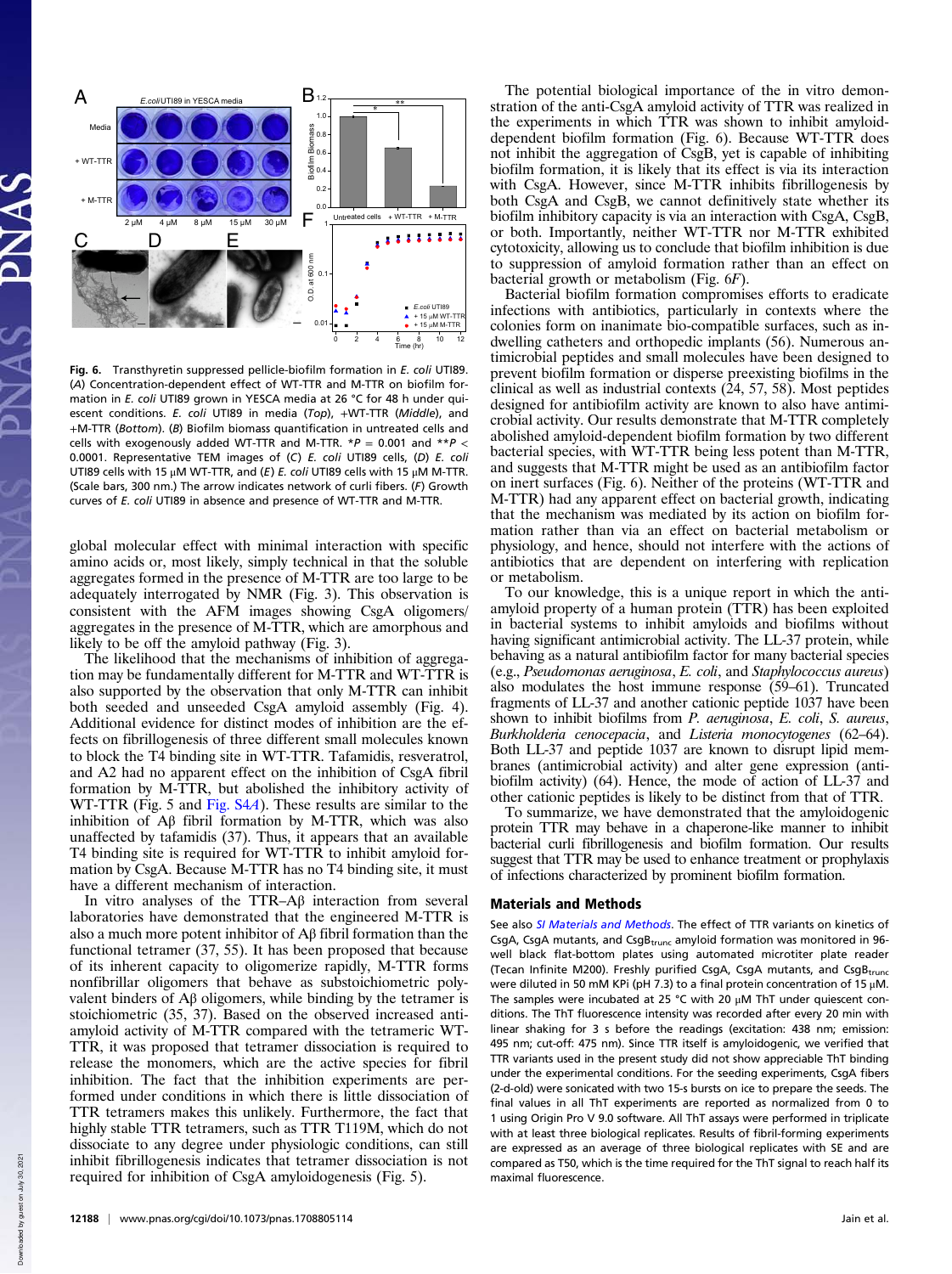Fig. 6. Transthyretin suppressed pellicle-biofilm formation in *E. coli* UTI89. (*A*) Concentration-dependent effect of WT-TTR and M-TTR on biofilm formation in *E. coli* UTI89 grown in YESCA media at 26 °C for 48 h under quiescent conditions. *E. coli* UTI89 in media (*Top*), +WT-TTR (*Middle*), and +M-TTR (*Bottom*). (*B*) Biofilm biomass quantification in untreated cells and cells with exogenously added WT-TTR and M-TTR. $*P = 0.001$ and $**P < 0.0001$. Representative TEM images of (*C*) *E. coli* UTI89 cells, (*D*) *E. coli* UTI89 cells with 15 μM WT-TTR, and (*E*) *E. coli* UTI89 cells with 15 μM M-TTR. (Scale bars, 300 nm.) The arrow indicates network of curli fibers. (*F*) Growth curves of *E. coli* UTI89 in absence and presence of WT-TTR and M-TTR.

global molecular effect with minimal interaction with specific amino acids or, most likely, simply technical in that the soluble aggregates formed in the presence of M-TTR are too large to be adequately interrogated by NMR (Fig. 3). This observation is consistent with the AFM images showing CsgA oligomers/aggregates in the presence of M-TTR, which are amorphous and likely to be off the amyloid pathway (Fig. 3).

The likelihood that the mechanisms of inhibition of aggregation may be fundamentally different for M-TTR and WT-TTR is also supported by the observation that only M-TTR can inhibit both seeded and unseeded CsgA amyloid assembly (Fig. 4). Additional evidence for distinct modes of inhibition are the effects on fibrillogenesis of three different small molecules known to block the T4 binding site in WT-TTR. Tafamidis, resveratrol, and A2 had no apparent effect on the inhibition of CsgA fibril formation by M-TTR, but abolished the inhibitory activity of WT-TTR (Fig. 5 and Fig. S4*A*). These results are similar to the inhibition of Aβ fibril formation by M-TTR, which was also unaffected by tafamidis (37). Thus, it appears that an available T4 binding site is required for WT-TTR to inhibit amyloid formation by CsgA. Because M-TTR has no T4 binding site, it must have a different mechanism of interaction.

In vitro analyses of the TTR–Aβ interaction from several laboratories have demonstrated that the engineered M-TTR is also a much more potent inhibitor of Aβ fibril formation than the functional tetramer (37, 55). It has been proposed that because of its inherent capacity to oligomerize rapidly, M-TTR forms nonfibrillar oligomers that behave as substoichiometric polyvalent binders of Aβ oligomers, while binding by the tetramer is stoichiometric (35, 37). Based on the observed increased anti-amyloid activity of M-TTR compared with the tetrameric WT-TTR, it was proposed that tetramer dissociation is required to release the monomers, which are the active species for fibril inhibition. The fact that the inhibition experiments are performed under conditions in which there is little dissociation of TTR tetramers makes this unlikely. Furthermore, the fact that highly stable TTR tetramers, such as TTR T119M, which do not dissociate to any degree under physiologic conditions, can still inhibit fibrillogenesis indicates that tetramer dissociation is not required for inhibition of CsgA amyloidogenesis (Fig. 5).

The potential biological importance of the in vitro demonstration of the anti-CsgA amyloid activity of TTR was realized in the experiments in which TTR was shown to inhibit amyloid-dependent biofilm formation (Fig. 6). Because WT-TTR does not inhibit the aggregation of CsgB, yet is capable of inhibiting biofilm formation, it is likely that its effect is via its interaction with CsgA. However, since M-TTR inhibits fibrillogenesis by both CsgA and CsgB, we cannot definitively state whether its biofilm inhibitory capacity is via an interaction with CsgA, CsgB, or both. Importantly, neither WT-TTR nor M-TTR exhibited cytotoxicity, allowing us to conclude that biofilm inhibition is due to suppression of amyloid formation rather than an effect on bacterial growth or metabolism (Fig. 6*F*).

Bacterial biofilm formation compromises efforts to eradicate infections with antibiotics, particularly in contexts where the colonies form on inanimate bio-compatible surfaces, such as indwelling catheters and orthopedic implants (56). Numerous antimicrobial peptides and small molecules have been designed to prevent biofilm formation or disperse preexisting biofilms in the clinical as well as industrial contexts (24, 57, 58). Most peptides designed for antibiofilm activity are known to also have antimicrobial activity. Our results demonstrate that M-TTR completely abolished amyloid-dependent biofilm formation by two different bacterial species, with WT-TTR being less potent than M-TTR, and suggests that M-TTR might be used as an antibiofilm factor on inert surfaces (Fig. 6). Neither of the proteins (WT-TTR and M-TTR) had any apparent effect on bacterial growth, indicating that the mechanism was mediated by its action on biofilm formation rather than via an effect on bacterial metabolism or physiology, and hence, should not interfere with the actions of antibiotics that are dependent on interfering with replication or metabolism.

To our knowledge, this is a unique report in which the anti-amyloid property of a human protein (TTR) has been exploited in bacterial systems to inhibit amyloids and biofilms without having significant antimicrobial activity. The LL-37 protein, while behaving as a natural antibiofilm factor for many bacterial species (e.g., *Pseudomonas aeruginosa*, *E. coli*, and *Staphylococcus aureus*) also modulates the host immune response (59–61). Truncated fragments of LL-37 and another cationic peptide 1037 have been shown to inhibit biofilms from *P. aeruginosa*, *E. coli*, *S. aureus*, *Burkholderia cenocepacia*, and *Listeria monocytogenes* (62–64). Both LL-37 and peptide 1037 are known to disrupt lipid membranes (antimicrobial activity) and alter gene expression (antibiofilm activity) (64). Hence, the mode of action of LL-37 and other cationic peptides is likely to be distinct from that of TTR.

To summarize, we have demonstrated that the amyloidogenic protein TTR may behave in a chaperone-like manner to inhibit bacterial curli fibrillogenesis and biofilm formation. Our results suggest that TTR may be used to enhance treatment or prophylaxis of infections characterized by prominent biofilm formation.

## Materials and Methods

See also *SI Materials and Methods*. The effect of TTR variants on kinetics of CsgA, CsgA mutants, and $CsgB_{trunc}$ amyloid formation was monitored in 96-well black flat-bottom plates using automated microtiter plate reader (Tecan Infinite M200). Freshly purified CsgA, CsgA mutants, and $CsgB_{trunc}$ were diluted in 50 mM KPi (pH 7.3) to a final protein concentration of 15 μM. The samples were incubated at 25 °C with 20 μM ThT under quiescent conditions. The ThT fluorescence intensity was recorded after every 20 min with linear shaking for 3 s before the readings (excitation: 438 nm; emission: 495 nm; cut-off: 475 nm). Since TTR itself is amyloidogenic, we verified that TTR variants used in the present study did not show appreciable ThT binding under the experimental conditions. For the seeding experiments, CsgA fibers (2-d-old) were sonicated with two 15-s bursts on ice to prepare the seeds. The final values in all ThT experiments are reported as normalized from 0 to 1 using Origin Pro V 9.0 software. All ThT assays were performed in triplicate with at least three biological replicates. Results of fibril-forming experiments are expressed as an average of three biological replicates with SE and are compared as T50, which is the time required for the ThT signal to reach half its maximal fluorescence.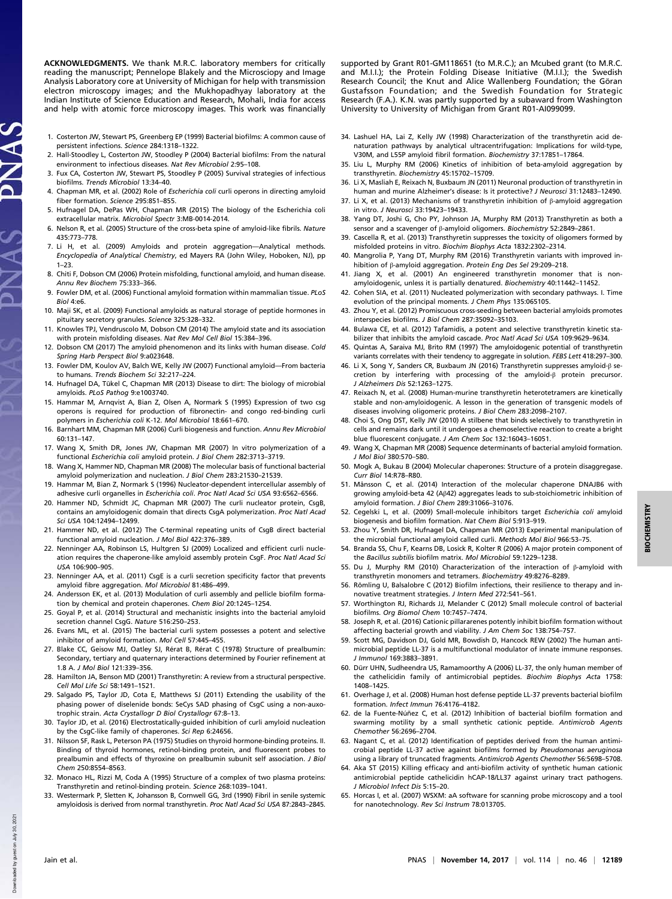**ACKNOWLEDGMENTS.** We thank M.R.C. laboratory members for critically reading the manuscript; Pennelope Blakely and the Microsciopy and Image Analysis Laboratory core at University of Michigan for help with transmission electron microscopy images; and the Mukhopadhyay laboratory at the Indian Institute of Science Education and Research, Mohali, India for access and help with atomic force microscopy images. This work was financially supported by Grant R01-GM118651 (to M.R.C.); an Mcubed grant (to M.R.C. and M.I.I.); the Protein Folding Disease Initiative (M.I.I.); the Swedish Research Council; the Knut and Alice Wallenberg Foundation; the Göran Gustafsson Foundation; and the Swedish Foundation for Strategic Research (F.A.). K.N. was partly supported by a subaward from Washington University to University of Michigan from Grant R01-AI099099.

1. Costerton JW, Stewart PS, Greenberg EP (1999) Bacterial biofilms: A common cause of persistent infections. *Science* 284:1318–1322.
2. Hall-Stoodley L, Costerton JW, Stoodley P (2004) Bacterial biofilms: From the natural environment to infectious diseases. *Nat Rev Microbiol* 2:95–108.
3. Fux CA, Costerton JW, Stewart PS, Stoodley P (2005) Survival strategies of infectious biofilms. *Trends Microbiol* 13:34–40.
4. Chapman MR, et al. (2002) Role of *Escherichia coli* curli operons in directing amyloid fiber formation. *Science* 295:851–855.
5. Hufnagel DA, DePas WH, Chapman MR (2015) The biology of the Escherichia coli extracellular matrix. *Microbiol Spectr* 3:MB-0014-2014.
6. Nelson R, et al. (2005) Structure of the cross-beta spine of amyloid-like fibrils. *Nature* 435:773–778.
7. Li H, et al. (2009) Amyloids and protein aggregation—Analytical methods. *Encyclopedia of Analytical Chemistry*, ed Mayers RA (John Wiley, Hoboken, NJ), pp 1–23.
8. Chiti F, Dobson CM (2006) Protein misfolding, functional amyloid, and human disease. *Annu Rev Biochem* 75:333–366.
9. Fowler DM, et al. (2006) Functional amyloid formation within mammalian tissue. *PLoS Biol* 4:e6.
10. Maji SK, et al. (2009) Functional amyloids as natural storage of peptide hormones in pituitary secretory granules. *Science* 325:328–332.
11. Knowles TPJ, Vendruscolo M, Dobson CM (2014) The amyloid state and its association with protein misfolding diseases. *Nat Rev Mol Cell Biol* 15:384–396.
12. Dobson CM (2017) The amyloid phenomenon and its links with human disease. *Cold Spring Harb Perspect Biol* 9:a023648.
13. Fowler DM, Koulov AV, Balch WE, Kelly JW (2007) Functional amyloid—From bacteria to humans. *Trends Biochem Sci* 32:217–224.
14. Hufnagel DA, Tükel C, Chapman MR (2013) Disease to dirt: The biology of microbial amyloids. *PLoS Pathog* 9:e1003740.
15. Hammar M, Arnqvist A, Bian Z, Olsen A, Normark S (1995) Expression of two csg operons is required for production of fibronectin- and congo red-binding curli polymers in *Escherichia coli* K-12. *Mol Microbiol* 18:661–670.
16. Barnhart MM, Chapman MR (2006) Curli biogenesis and function. *Annu Rev Microbiol* 60:131–147.
17. Wang X, Smith DR, Jones JW, Chapman MR (2007) In vitro polymerization of a functional *Escherichia coli* amyloid protein. *J Biol Chem* 282:3713–3719.
18. Wang X, Hammer ND, Chapman MR (2008) The molecular basis of functional bacterial amyloid polymerization and nucleation. *J Biol Chem* 283:21530–21539.
19. Hammar M, Bian Z, Normark S (1996) Nucleator-dependent intercellular assembly of adhesive curli organelles in *Escherichia coli*. *Proc Natl Acad Sci USA* 93:6562–6566.
20. Hammer ND, Schmidt JC, Chapman MR (2007) The curli nucleator protein, CsgB, contains an amyloidogenic domain that directs CsgA polymerization. *Proc Natl Acad Sci USA* 104:12494–12499.
21. Hammer ND, et al. (2012) The C-terminal repeating units of CsgB direct bacterial functional amyloid nucleation. *J Mol Biol* 422:376–389.
22. Nenninger AA, Robinson LS, Hultgren SJ (2009) Localized and efficient curli nucleation requires the chaperone-like amyloid assembly protein CsgF. *Proc Natl Acad Sci USA* 106:900–905.
23. Nenninger AA, et al. (2011) CsgE is a curli secretion specificity factor that prevents amyloid fibre aggregation. *Mol Microbiol* 81:486–499.
24. Andersson EK, et al. (2013) Modulation of curli assembly and pellicle biofilm formation by chemical and protein chaperones. *Chem Biol* 20:1245–1254.
25. Goyal P, et al. (2014) Structural and mechanistic insights into the bacterial amyloid secretion channel CsgG. *Nature* 516:250–253.
26. Evans ML, et al. (2015) The bacterial curli system possesses a potent and selective inhibitor of amyloid formation. *Mol Cell* 57:445–455.
27. Blake CC, Geisow MJ, Oatley SJ, Rérat B, Rérat C (1978) Structure of prealbumin: Secondary, tertiary and quaternary interactions determined by Fourier refinement at 1.8 A. *J Mol Biol* 121:339–356.
28. Hamilton JA, Benson MD (2001) Transthyretin: A review from a structural perspective. *Cell Mol Life Sci* 58:1491–1521.
29. Salgado PS, Taylor JD, Cota E, Matthews SJ (2011) Extending the usability of the phasing power of diselenide bonds: SeCys SAD phasing of CsgC using a non-auxotrophic strain. *Acta Crystallogr D Biol Crystallogr* 67:8–13.
30. Taylor JD, et al. (2016) Electrostatically-guided inhibition of curli amyloid nucleation by the CsgC-like family of chaperones. *Sci Rep* 6:24656.
31. Nilsson SF, Rask L, Peterson PA (1975) Studies on thyroid hormone-binding proteins. II. Binding of thyroid hormones, retinol-binding protein, and fluorescent probes to prealbumin and effects of thyroxine on prealbumin subunit self association. *J Biol Chem* 250:8554–8563.
32. Monaco HL, Rizzi M, Coda A (1995) Structure of a complex of two plasma proteins: Transthyretin and retinol-binding protein. *Science* 268:1039–1041.
33. Westermark P, Sletten K, Johansson B, Cornwell GG, 3rd (1990) Fibril in senile systemic amyloidosis is derived from normal transthyretin. *Proc Natl Acad Sci USA* 87:2843–2845.
34. Lashuel HA, Lai Z, Kelly JW (1998) Characterization of the transthyretin acid denaturation pathways by analytical ultracentrifugation: Implications for wild-type, V30M, and L55P amyloid fibril formation. *Biochemistry* 37:17851–17864.
35. Liu L, Murphy RM (2006) Kinetics of inhibition of beta-amyloid aggregation by transthyretin. *Biochemistry* 45:15702–15709.
36. Li X, Masliah E, Reixach N, Buxbaum JN (2011) Neuronal production of transthyretin in human and murine Alzheimer's disease: Is it protective? *J Neurosci* 31:12483–12490.
37. Li X, et al. (2013) Mechanisms of transthyretin inhibition of β-amyloid aggregation in vitro. *J Neurosci* 33:19423–19433.
38. Yang DT, Joshi G, Cho PY, Johnson JA, Murphy RM (2013) Transthyretin as both a sensor and a scavenger of β-amyloid oligomers. *Biochemistry* 52:2849–2861.
39. Cascella R, et al. (2013) Transthyretin suppresses the toxicity of oligomers formed by misfolded proteins in vitro. *Biochim Biophys Acta* 1832:2302–2314.
40. Mangrolia P, Yang DT, Murphy RM (2016) Transthyretin variants with improved inhibition of β-amyloid aggregation. *Protein Eng Des Sel* 29:209–218.
41. Jiang X, et al. (2001) An engineered transthyretin monomer that is nonamyloidogenic, unless it is partially denatured. *Biochemistry* 40:11442–11452.
42. Cohen SIA, et al. (2011) Nucleated polymerization with secondary pathways. I. Time evolution of the principal moments. *J Chem Phys* 135:065105.
43. Zhou Y, et al. (2012) Promiscuous cross-seeding between bacterial amyloids promotes interspecies biofilms. *J Biol Chem* 287:35092–35103.
44. Bulawa CE, et al. (2012) Tafamidis, a potent and selective transthyretin kinetic stabilizer that inhibits the amyloid cascade. *Proc Natl Acad Sci USA* 109:9629–9634.
45. Quintas A, Saraiva MJ, Brito RM (1997) The amyloidogenic potential of transthyretin variants correlates with their tendency to aggregate in solution. *FEBS Lett* 418:297–300.
46. Li X, Song Y, Sanders CR, Buxbaum JN (2016) Transthyretin suppresses amyloid-β secretion by interfering with processing of the amyloid-β protein precursor. *J Alzheimers Dis* 52:1263–1275.
47. Reixach N, et al. (2008) Human-murine transthyretin heterotetramers are kinetically stable and non-amyloidogenic. A lesson in the generation of transgenic models of diseases involving oligomeric proteins. *J Biol Chem* 283:2098–2107.
48. Choi S, Ong DST, Kelly JW (2010) A stilbene that binds selectively to transthyretin in cells and remains dark until it undergoes a chemoselective reaction to create a bright blue fluorescent conjugate. *J Am Chem Soc* 132:16043–16051.
49. Wang X, Chapman MR (2008) Sequence determinants of bacterial amyloid formation. *J Mol Biol* 380:570–580.
50. Mogk A, Bukau B (2004) Molecular chaperones: Structure of a protein disaggregase. *Curr Biol* 14:R78–R80.
51. Månsson C, et al. (2014) Interaction of the molecular chaperone DNAJB6 with growing amyloid-beta 42 (Aβ42) aggregates leads to sub-stoichiometric inhibition of amyloid formation. *J Biol Chem* 289:31066–31076.
52. Cegelski L, et al. (2009) Small-molecule inhibitors target *Escherichia coli* amyloid biogenesis and biofilm formation. *Nat Chem Biol* 5:913–919.
53. Zhou Y, Smith DR, Hufnagel DA, Chapman MR (2013) Experimental manipulation of the microbial functional amyloid called curli. *Methods Mol Biol* 966:53–75.
54. Branda SS, Chu F, Kearns DB, Losick R, Kolter R (2006) A major protein component of the *Bacillus subtilis* biofilm matrix. *Mol Microbiol* 59:1229–1238.
55. Du J, Murphy RM (2010) Characterization of the interaction of β-amyloid with transthyretin monomers and tetramers. *Biochemistry* 49:8276–8289.
56. Römling U, Balsalobre C (2012) Biofilm infections, their resilience to therapy and innovative treatment strategies. *J Intern Med* 272:541–561.
57. Worthington RJ, Richards JJ, Melander C (2012) Small molecule control of bacterial biofilms. *Org Biomol Chem* 10:7457–7474.
58. Joseph R, et al. (2016) Cationic pillararenes potently inhibit biofilm formation without affecting bacterial growth and viability. *J Am Chem Soc* 138:754–757.
59. Scott MG, Davidson DJ, Gold MR, Bowdish D, Hancock REW (2002) The human antimicrobial peptide LL-37 is a multifunctional modulator of innate immune responses. *J Immunol* 169:3883–3891.
60. Dürr UHN, Sudheendra US, Ramamoorthy A (2006) LL-37, the only human member of the cathelicidin family of antimicrobial peptides. *Biochim Biophys Acta* 1758: 1408–1425.
61. Overhage J, et al. (2008) Human host defense peptide LL-37 prevents bacterial biofilm formation. *Infect Immun* 76:4176–4182.
62. de la Fuente-Núñez C, et al. (2012) Inhibition of bacterial biofilm formation and swarming motility by a small synthetic cationic peptide. *Antimicrob Agents Chemother* 56:2696–2704.
63. Nagant C, et al. (2012) Identification of peptides derived from the human antimicrobial peptide LL-37 active against biofilms formed by *Pseudomonas aeruginosa* using a library of truncated fragments. *Antimicrob Agents Chemother* 56:5698–5708.
64. Aka ST (2015) Killing efficacy and anti-biofilm activity of synthetic human cationic antimicrobial peptide cathelicidin hCAP-18/LL37 against urinary tract pathogens. *J Microbiol Infect Dis* 5:15–20.
65. Horcas I, et al. (2007) WSXM: aA software for scanning probe microscopy and a tool for nanotechnology. *Rev Sci Instrum* 78:013705.